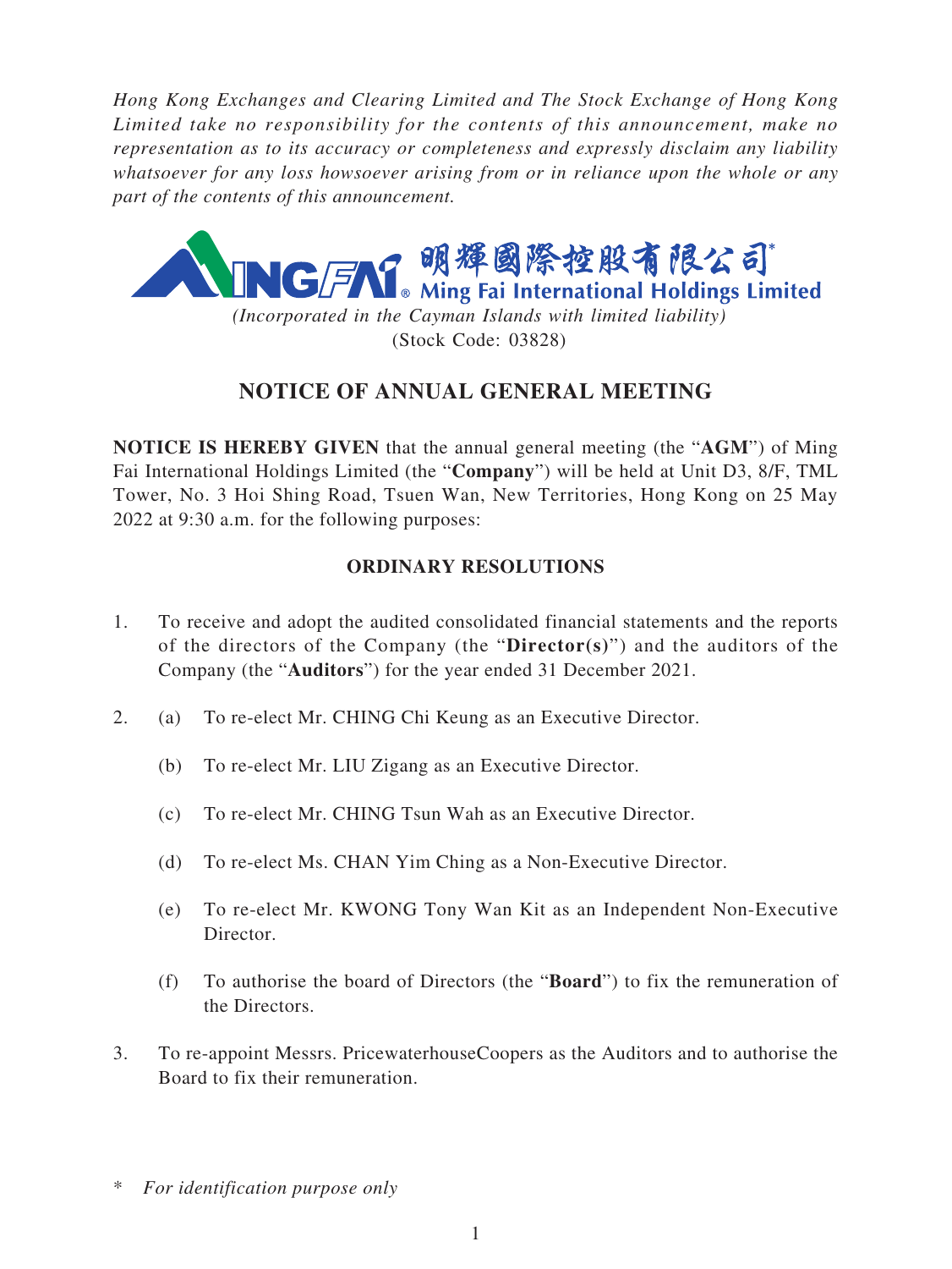*Hong Kong Exchanges and Clearing Limited and The Stock Exchange of Hong Kong Limited take no responsibility for the contents of this announcement, make no representation as to its accuracy or completeness and expressly disclaim any liability whatsoever for any loss howsoever arising from or in reliance upon the whole or any part of the contents of this announcement.*

明輝國際控股有限公司*
**Ming Fai International Holdings Limited**

*(Incorporated in the Cayman Islands with limited liability)*
(Stock Code: 03828)

# NOTICE OF ANNUAL GENERAL MEETING

**NOTICE IS HEREBY GIVEN** that the annual general meeting (the "**AGM**") of Ming Fai International Holdings Limited (the "**Company**") will be held at Unit D3, 8/F, TML Tower, No. 3 Hoi Shing Road, Tsuen Wan, New Territories, Hong Kong on 25 May 2022 at 9:30 a.m. for the following purposes:

## ORDINARY RESOLUTIONS

1. To receive and adopt the audited consolidated financial statements and the reports of the directors of the Company (the "**Director(s)**") and the auditors of the Company (the "**Auditors**") for the year ended 31 December 2021.

2. (a) To re-elect Mr. CHING Chi Keung as an Executive Director.

   (b) To re-elect Mr. LIU Zigang as an Executive Director.

   (c) To re-elect Mr. CHING Tsun Wah as an Executive Director.

   (d) To re-elect Ms. CHAN Yim Ching as a Non-Executive Director.

   (e) To re-elect Mr. KWONG Tony Wan Kit as an Independent Non-Executive Director.

   (f) To authorise the board of Directors (the "**Board**") to fix the remuneration of the Directors.

3. To re-appoint Messrs. PricewaterhouseCoopers as the Auditors and to authorise the Board to fix their remuneration.

\* *For identification purpose only*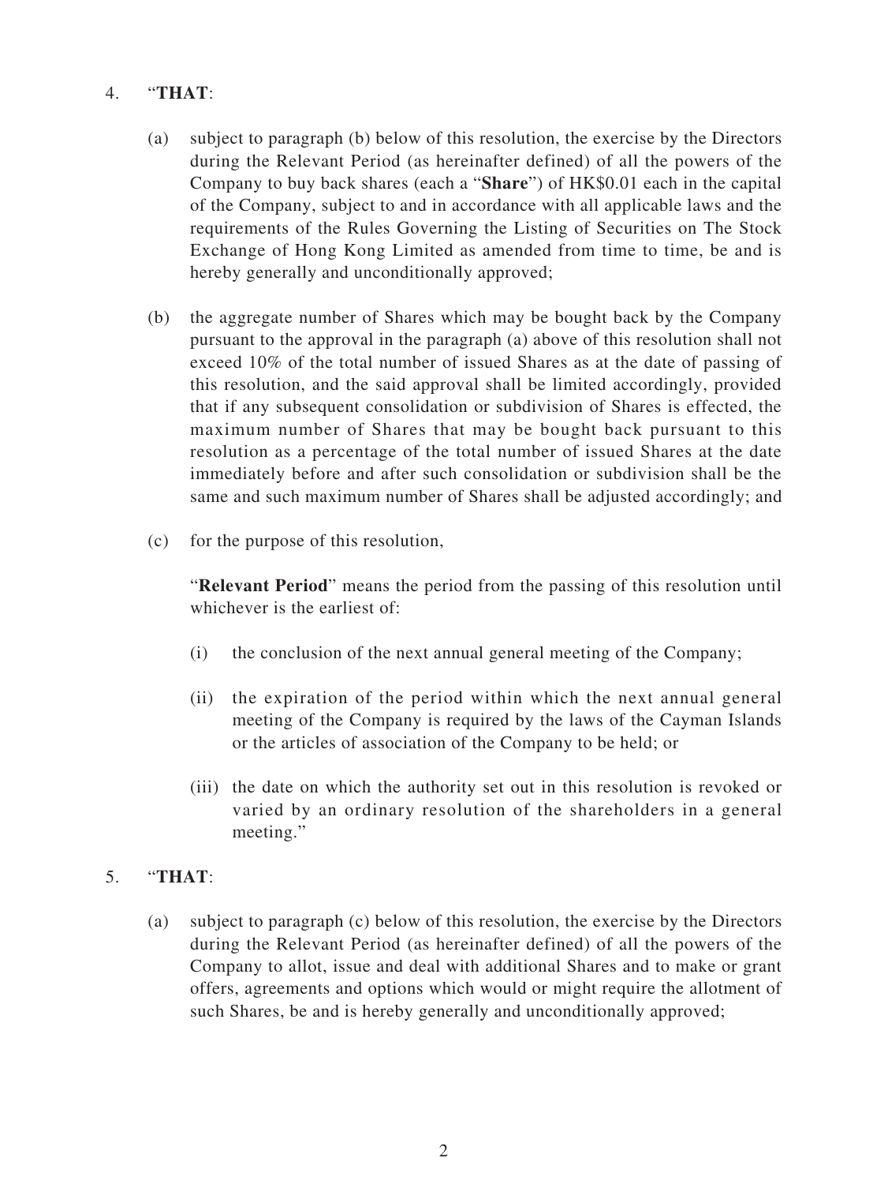4. "**THAT**:

   (a) subject to paragraph (b) below of this resolution, the exercise by the Directors during the Relevant Period (as hereinafter defined) of all the powers of the Company to buy back shares (each a "**Share**") of HK$0.01 each in the capital of the Company, subject to and in accordance with all applicable laws and the requirements of the Rules Governing the Listing of Securities on The Stock Exchange of Hong Kong Limited as amended from time to time, be and is hereby generally and unconditionally approved;

   (b) the aggregate number of Shares which may be bought back by the Company pursuant to the approval in the paragraph (a) above of this resolution shall not exceed 10% of the total number of issued Shares as at the date of passing of this resolution, and the said approval shall be limited accordingly, provided that if any subsequent consolidation or subdivision of Shares is effected, the maximum number of Shares that may be bought back pursuant to this resolution as a percentage of the total number of issued Shares at the date immediately before and after such consolidation or subdivision shall be the same and such maximum number of Shares shall be adjusted accordingly; and

   (c) for the purpose of this resolution,

   "**Relevant Period**" means the period from the passing of this resolution until whichever is the earliest of:

   (i) the conclusion of the next annual general meeting of the Company;

   (ii) the expiration of the period within which the next annual general meeting of the Company is required by the laws of the Cayman Islands or the articles of association of the Company to be held; or

   (iii) the date on which the authority set out in this resolution is revoked or varied by an ordinary resolution of the shareholders in a general meeting."

5. "**THAT**:

   (a) subject to paragraph (c) below of this resolution, the exercise by the Directors during the Relevant Period (as hereinafter defined) of all the powers of the Company to allot, issue and deal with additional Shares and to make or grant offers, agreements and options which would or might require the allotment of such Shares, be and is hereby generally and unconditionally approved;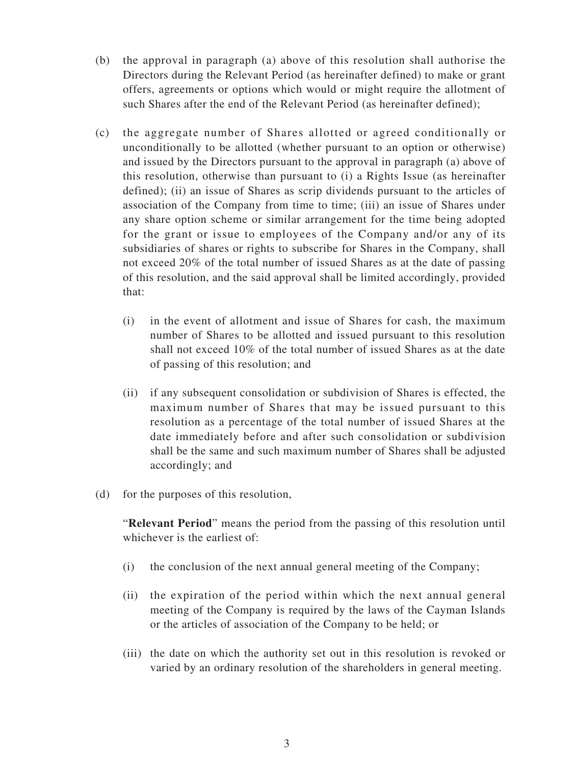(b) the approval in paragraph (a) above of this resolution shall authorise the Directors during the Relevant Period (as hereinafter defined) to make or grant offers, agreements or options which would or might require the allotment of such Shares after the end of the Relevant Period (as hereinafter defined);

(c) the aggregate number of Shares allotted or agreed conditionally or unconditionally to be allotted (whether pursuant to an option or otherwise) and issued by the Directors pursuant to the approval in paragraph (a) above of this resolution, otherwise than pursuant to (i) a Rights Issue (as hereinafter defined); (ii) an issue of Shares as scrip dividends pursuant to the articles of association of the Company from time to time; (iii) an issue of Shares under any share option scheme or similar arrangement for the time being adopted for the grant or issue to employees of the Company and/or any of its subsidiaries of shares or rights to subscribe for Shares in the Company, shall not exceed 20% of the total number of issued Shares as at the date of passing of this resolution, and the said approval shall be limited accordingly, provided that:

   (i) in the event of allotment and issue of Shares for cash, the maximum number of Shares to be allotted and issued pursuant to this resolution shall not exceed 10% of the total number of issued Shares as at the date of passing of this resolution; and

   (ii) if any subsequent consolidation or subdivision of Shares is effected, the maximum number of Shares that may be issued pursuant to this resolution as a percentage of the total number of issued Shares at the date immediately before and after such consolidation or subdivision shall be the same and such maximum number of Shares shall be adjusted accordingly; and

(d) for the purposes of this resolution,

   "**Relevant Period**" means the period from the passing of this resolution until whichever is the earliest of:

   (i) the conclusion of the next annual general meeting of the Company;

   (ii) the expiration of the period within which the next annual general meeting of the Company is required by the laws of the Cayman Islands or the articles of association of the Company to be held; or

   (iii) the date on which the authority set out in this resolution is revoked or varied by an ordinary resolution of the shareholders in general meeting.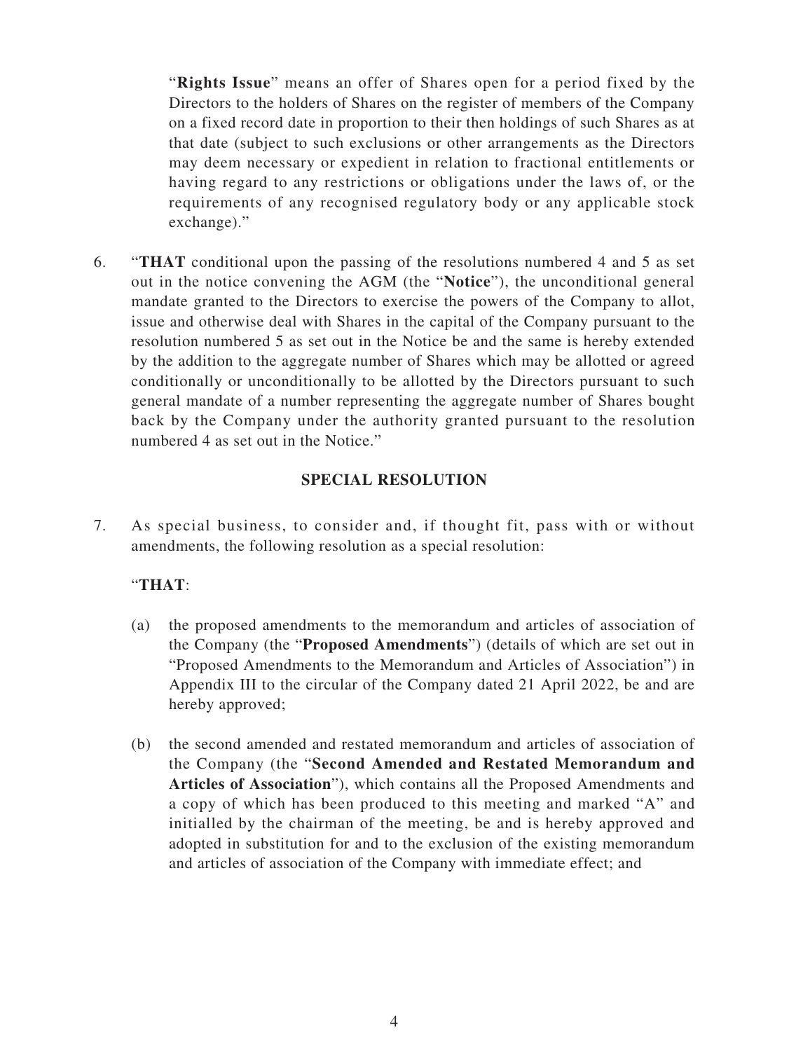"**Rights Issue**" means an offer of Shares open for a period fixed by the Directors to the holders of Shares on the register of members of the Company on a fixed record date in proportion to their then holdings of such Shares as at that date (subject to such exclusions or other arrangements as the Directors may deem necessary or expedient in relation to fractional entitlements or having regard to any restrictions or obligations under the laws of, or the requirements of any recognised regulatory body or any applicable stock exchange)."

6. "**THAT** conditional upon the passing of the resolutions numbered 4 and 5 as set out in the notice convening the AGM (the "**Notice**"), the unconditional general mandate granted to the Directors to exercise the powers of the Company to allot, issue and otherwise deal with Shares in the capital of the Company pursuant to the resolution numbered 5 as set out in the Notice be and the same is hereby extended by the addition to the aggregate number of Shares which may be allotted or agreed conditionally or unconditionally to be allotted by the Directors pursuant to such general mandate of a number representing the aggregate number of Shares bought back by the Company under the authority granted pursuant to the resolution numbered 4 as set out in the Notice."

## SPECIAL RESOLUTION

7. As special business, to consider and, if thought fit, pass with or without amendments, the following resolution as a special resolution:

   "**THAT**:

   (a) the proposed amendments to the memorandum and articles of association of the Company (the "**Proposed Amendments**") (details of which are set out in "Proposed Amendments to the Memorandum and Articles of Association") in Appendix III to the circular of the Company dated 21 April 2022, be and are hereby approved;

   (b) the second amended and restated memorandum and articles of association of the Company (the "**Second Amended and Restated Memorandum and Articles of Association**"), which contains all the Proposed Amendments and a copy of which has been produced to this meeting and marked "A" and initialled by the chairman of the meeting, be and is hereby approved and adopted in substitution for and to the exclusion of the existing memorandum and articles of association of the Company with immediate effect; and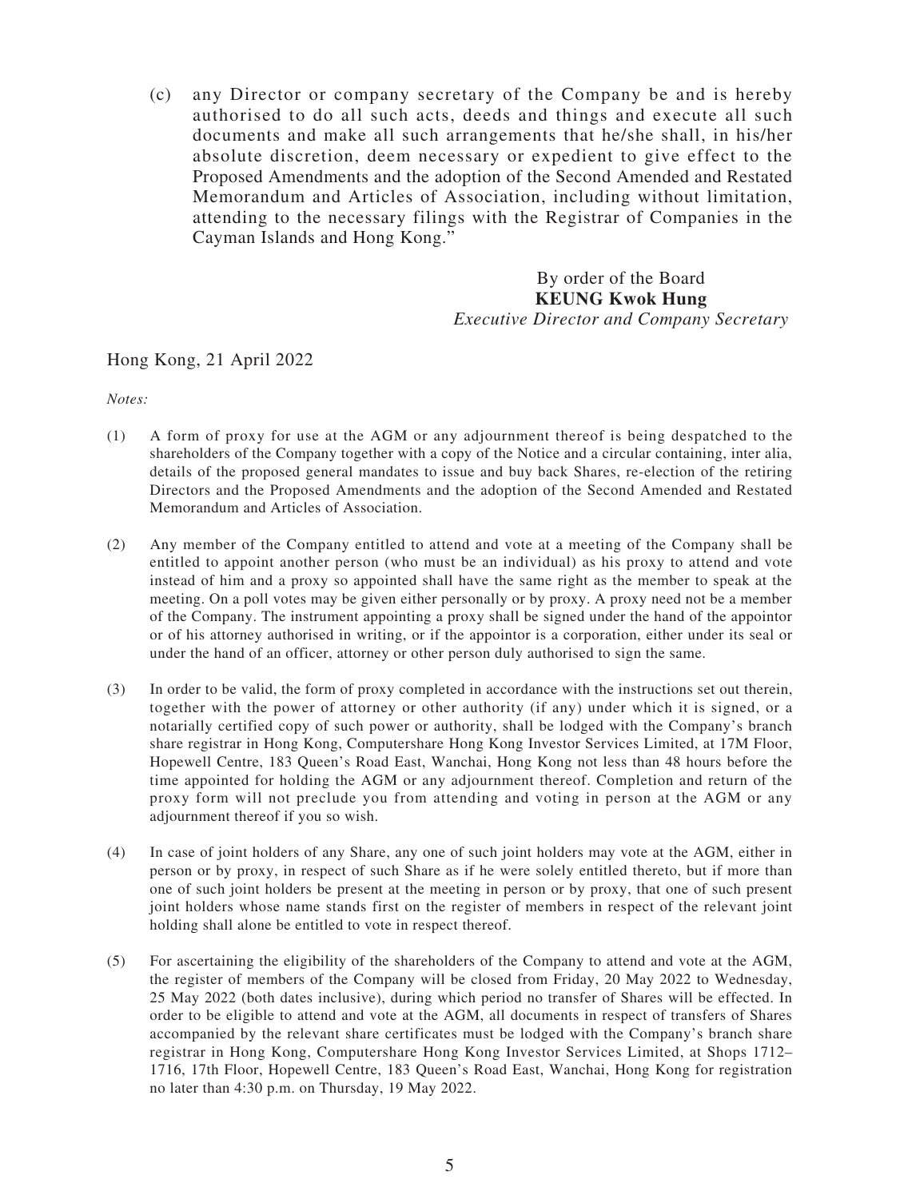(c) any Director or company secretary of the Company be and is hereby authorised to do all such acts, deeds and things and execute all such documents and make all such arrangements that he/she shall, in his/her absolute discretion, deem necessary or expedient to give effect to the Proposed Amendments and the adoption of the Second Amended and Restated Memorandum and Articles of Association, including without limitation, attending to the necessary filings with the Registrar of Companies in the Cayman Islands and Hong Kong."

By order of the Board
**KEUNG Kwok Hung**
*Executive Director and Company Secretary*

Hong Kong, 21 April 2022

*Notes:*

(1) A form of proxy for use at the AGM or any adjournment thereof is being despatched to the shareholders of the Company together with a copy of the Notice and a circular containing, inter alia, details of the proposed general mandates to issue and buy back Shares, re-election of the retiring Directors and the Proposed Amendments and the adoption of the Second Amended and Restated Memorandum and Articles of Association.

(2) Any member of the Company entitled to attend and vote at a meeting of the Company shall be entitled to appoint another person (who must be an individual) as his proxy to attend and vote instead of him and a proxy so appointed shall have the same right as the member to speak at the meeting. On a poll votes may be given either personally or by proxy. A proxy need not be a member of the Company. The instrument appointing a proxy shall be signed under the hand of the appointor or of his attorney authorised in writing, or if the appointor is a corporation, either under its seal or under the hand of an officer, attorney or other person duly authorised to sign the same.

(3) In order to be valid, the form of proxy completed in accordance with the instructions set out therein, together with the power of attorney or other authority (if any) under which it is signed, or a notarially certified copy of such power or authority, shall be lodged with the Company's branch share registrar in Hong Kong, Computershare Hong Kong Investor Services Limited, at 17M Floor, Hopewell Centre, 183 Queen's Road East, Wanchai, Hong Kong not less than 48 hours before the time appointed for holding the AGM or any adjournment thereof. Completion and return of the proxy form will not preclude you from attending and voting in person at the AGM or any adjournment thereof if you so wish.

(4) In case of joint holders of any Share, any one of such joint holders may vote at the AGM, either in person or by proxy, in respect of such Share as if he were solely entitled thereto, but if more than one of such joint holders be present at the meeting in person or by proxy, that one of such present joint holders whose name stands first on the register of members in respect of the relevant joint holding shall alone be entitled to vote in respect thereof.

(5) For ascertaining the eligibility of the shareholders of the Company to attend and vote at the AGM, the register of members of the Company will be closed from Friday, 20 May 2022 to Wednesday, 25 May 2022 (both dates inclusive), during which period no transfer of Shares will be effected. In order to be eligible to attend and vote at the AGM, all documents in respect of transfers of Shares accompanied by the relevant share certificates must be lodged with the Company's branch share registrar in Hong Kong, Computershare Hong Kong Investor Services Limited, at Shops 1712–1716, 17th Floor, Hopewell Centre, 183 Queen's Road East, Wanchai, Hong Kong for registration no later than 4:30 p.m. on Thursday, 19 May 2022.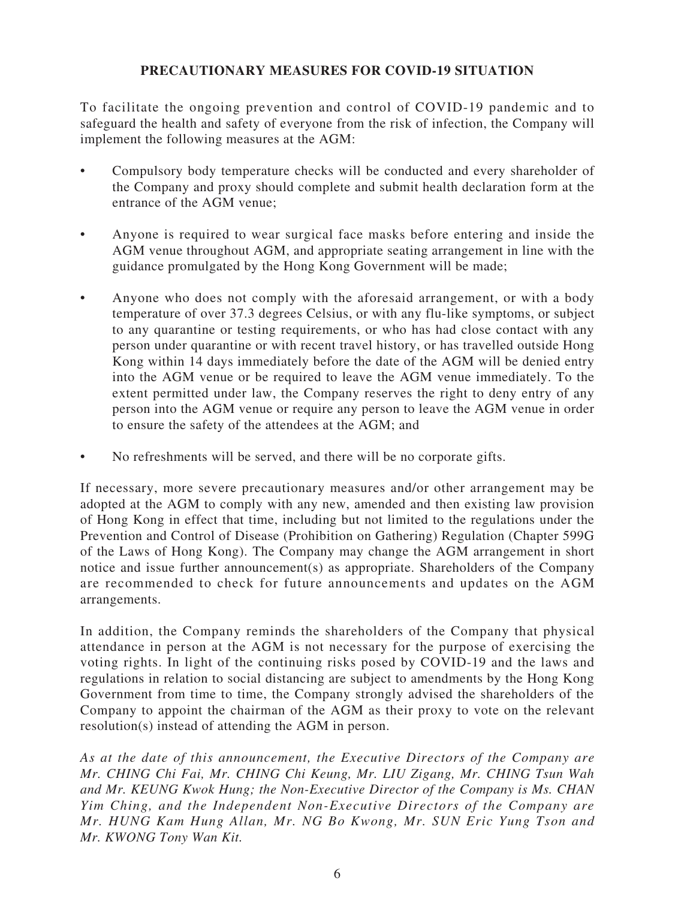**PRECAUTIONARY MEASURES FOR COVID-19 SITUATION**

To facilitate the ongoing prevention and control of COVID-19 pandemic and to safeguard the health and safety of everyone from the risk of infection, the Company will implement the following measures at the AGM:

- Compulsory body temperature checks will be conducted and every shareholder of the Company and proxy should complete and submit health declaration form at the entrance of the AGM venue;

- Anyone is required to wear surgical face masks before entering and inside the AGM venue throughout AGM, and appropriate seating arrangement in line with the guidance promulgated by the Hong Kong Government will be made;

- Anyone who does not comply with the aforesaid arrangement, or with a body temperature of over 37.3 degrees Celsius, or with any flu-like symptoms, or subject to any quarantine or testing requirements, or who has had close contact with any person under quarantine or with recent travel history, or has travelled outside Hong Kong within 14 days immediately before the date of the AGM will be denied entry into the AGM venue or be required to leave the AGM venue immediately. To the extent permitted under law, the Company reserves the right to deny entry of any person into the AGM venue or require any person to leave the AGM venue in order to ensure the safety of the attendees at the AGM; and

- No refreshments will be served, and there will be no corporate gifts.

If necessary, more severe precautionary measures and/or other arrangement may be adopted at the AGM to comply with any new, amended and then existing law provision of Hong Kong in effect that time, including but not limited to the regulations under the Prevention and Control of Disease (Prohibition on Gathering) Regulation (Chapter 599G of the Laws of Hong Kong). The Company may change the AGM arrangement in short notice and issue further announcement(s) as appropriate. Shareholders of the Company are recommended to check for future announcements and updates on the AGM arrangements.

In addition, the Company reminds the shareholders of the Company that physical attendance in person at the AGM is not necessary for the purpose of exercising the voting rights. In light of the continuing risks posed by COVID-19 and the laws and regulations in relation to social distancing are subject to amendments by the Hong Kong Government from time to time, the Company strongly advised the shareholders of the Company to appoint the chairman of the AGM as their proxy to vote on the relevant resolution(s) instead of attending the AGM in person.

*As at the date of this announcement, the Executive Directors of the Company are Mr. CHING Chi Fai, Mr. CHING Chi Keung, Mr. LIU Zigang, Mr. CHING Tsun Wah and Mr. KEUNG Kwok Hung; the Non-Executive Director of the Company is Ms. CHAN Yim Ching, and the Independent Non-Executive Directors of the Company are Mr. HUNG Kam Hung Allan, Mr. NG Bo Kwong, Mr. SUN Eric Yung Tson and Mr. KWONG Tony Wan Kit.*